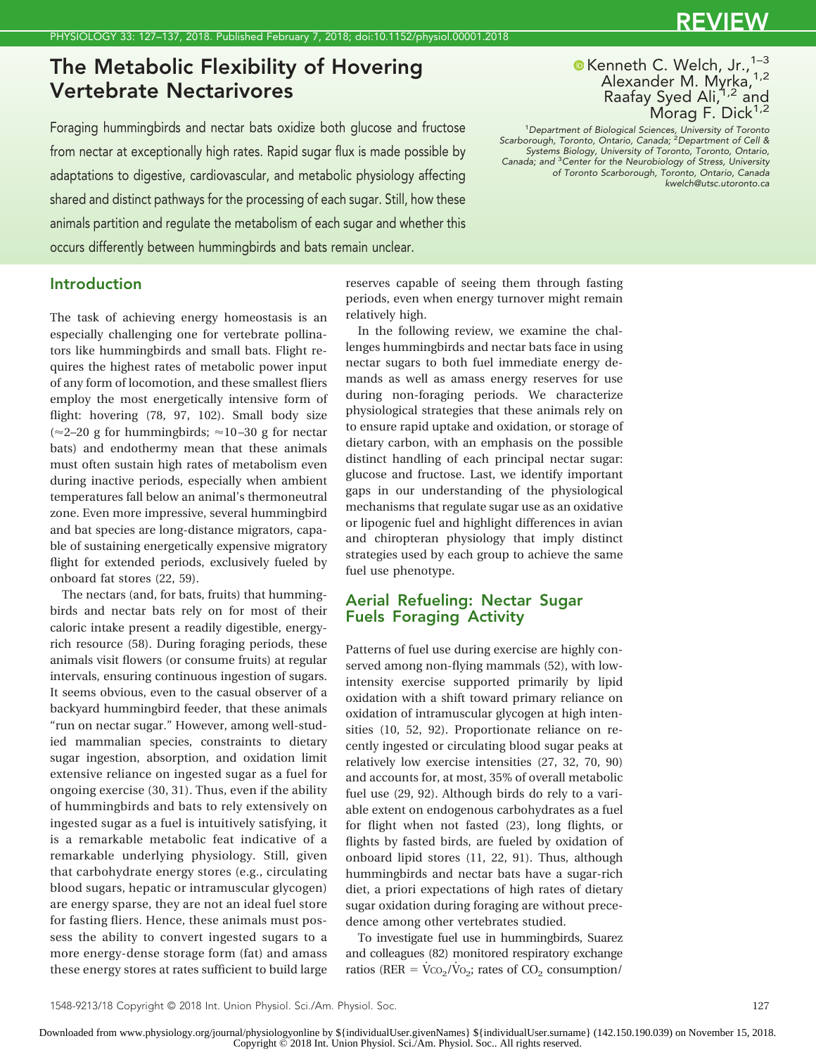# The Metabolic Flexibility of Hovering Vertebrate Nectarivores

Kenneth C. Welch, Jr.,[1–3] Alexander M. Myrka,[1,2] Raafay Syed Ali,[1,2] and Morag F. Dick[1,2]

[1]Department of Biological Sciences, University of Toronto Scarborough, Toronto, Ontario, Canada; [2]Department of Cell & Systems Biology, University of Toronto, Toronto, Ontario, Canada; and [3]Center for the Neurobiology of Stress, University of Toronto Scarborough, Toronto, Ontario, Canada
kwelch@utsc.utoronto.ca

Foraging hummingbirds and nectar bats oxidize both glucose and fructose from nectar at exceptionally high rates. Rapid sugar flux is made possible by adaptations to digestive, cardiovascular, and metabolic physiology affecting shared and distinct pathways for the processing of each sugar. Still, how these animals partition and regulate the metabolism of each sugar and whether this occurs differently between hummingbirds and bats remain unclear.

## Introduction

The task of achieving energy homeostasis is an especially challenging one for vertebrate pollinators like hummingbirds and small bats. Flight requires the highest rates of metabolic power input of any form of locomotion, and these smallest fliers employ the most energetically intensive form of flight: hovering (78, 97, 102). Small body size (≈2–20 g for hummingbirds; ≈10–30 g for nectar bats) and endothermy mean that these animals must often sustain high rates of metabolism even during inactive periods, especially when ambient temperatures fall below an animal's thermoneutral zone. Even more impressive, several hummingbird and bat species are long-distance migrators, capable of sustaining energetically expensive migratory flight for extended periods, exclusively fueled by onboard fat stores (22, 59).

The nectars (and, for bats, fruits) that hummingbirds and nectar bats rely on for most of their caloric intake present a readily digestible, energy-rich resource (58). During foraging periods, these animals visit flowers (or consume fruits) at regular intervals, ensuring continuous ingestion of sugars. It seems obvious, even to the casual observer of a backyard hummingbird feeder, that these animals "run on nectar sugar." However, among well-studied mammalian species, constraints to dietary sugar ingestion, absorption, and oxidation limit extensive reliance on ingested sugar as a fuel for ongoing exercise (30, 31). Thus, even if the ability of hummingbirds and bats to rely extensively on ingested sugar as a fuel is intuitively satisfying, it is a remarkable metabolic feat indicative of a remarkable underlying physiology. Still, given that carbohydrate energy stores (e.g., circulating blood sugars, hepatic or intramuscular glycogen) are energy sparse, they are not an ideal fuel store for fasting fliers. Hence, these animals must possess the ability to convert ingested sugars to a more energy-dense storage form (fat) and amass these energy stores at rates sufficient to build large reserves capable of seeing them through fasting periods, even when energy turnover might remain relatively high.

In the following review, we examine the challenges hummingbirds and nectar bats face in using nectar sugars to both fuel immediate energy demands as well as amass energy reserves for use during non-foraging periods. We characterize physiological strategies that these animals rely on to ensure rapid uptake and oxidation, or storage of dietary carbon, with an emphasis on the possible distinct handling of each principal nectar sugar: glucose and fructose. Last, we identify important gaps in our understanding of the physiological mechanisms that regulate sugar use as an oxidative or lipogenic fuel and highlight differences in avian and chiropteran physiology that imply distinct strategies used by each group to achieve the same fuel use phenotype.

## Aerial Refueling: Nectar Sugar Fuels Foraging Activity

Patterns of fuel use during exercise are highly conserved among non-flying mammals (52), with low-intensity exercise supported primarily by lipid oxidation with a shift toward primary reliance on oxidation of intramuscular glycogen at high intensities (10, 52, 92). Proportionate reliance on recently ingested or circulating blood sugar peaks at relatively low exercise intensities (27, 32, 70, 90) and accounts for, at most, 35% of overall metabolic fuel use (29, 92). Although birds do rely to a variable extent on endogenous carbohydrates as a fuel for flight when not fasted (23), long flights, or flights by fasted birds, are fueled by oxidation of onboard lipid stores (11, 22, 91). Thus, although hummingbirds and nectar bats have a sugar-rich diet, a priori expectations of high rates of dietary sugar oxidation during foraging are without precedence among other vertebrates studied.

To investigate fuel use in hummingbirds, Suarez and colleagues (82) monitored respiratory exchange ratios (RER = $\dot{V}CO_2/\dot{V}O_2$; rates of $CO_2$ consumption/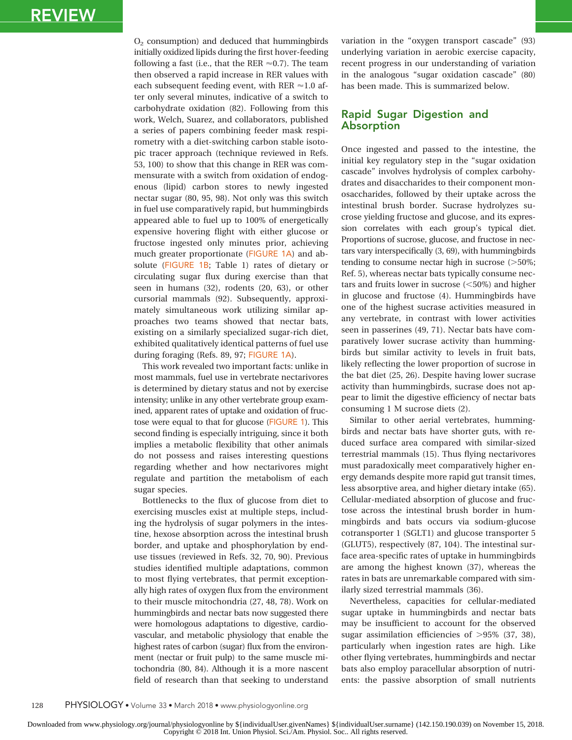$O_2$ consumption) and deduced that hummingbirds initially oxidized lipids during the first hover-feeding following a fast (i.e., that the RER ≈0.7). The team then observed a rapid increase in RER values with each subsequent feeding event, with RER ≈1.0 after only several minutes, indicative of a switch to carbohydrate oxidation (82). Following from this work, Welch, Suarez, and collaborators, published a series of papers combining feeder mask respirometry with a diet-switching carbon stable isotopic tracer approach (technique reviewed in Refs. 53, 100) to show that this change in RER was commensurate with a switch from oxidation of endogenous (lipid) carbon stores to newly ingested nectar sugar (80, 95, 98). Not only was this switch in fuel use comparatively rapid, but hummingbirds appeared able to fuel up to 100% of energetically expensive hovering flight with either glucose or fructose ingested only minutes prior, achieving much greater proportionate (FIGURE 1A) and absolute (FIGURE 1B; Table 1) rates of dietary or circulating sugar flux during exercise than that seen in humans (32), rodents (20, 63), or other cursorial mammals (92). Subsequently, approximately simultaneous work utilizing similar approaches two teams showed that nectar bats, existing on a similarly specialized sugar-rich diet, exhibited qualitatively identical patterns of fuel use during foraging (Refs. 89, 97; FIGURE 1A).

This work revealed two important facts: unlike in most mammals, fuel use in vertebrate nectarivores is determined by dietary status and not by exercise intensity; unlike in any other vertebrate group examined, apparent rates of uptake and oxidation of fructose were equal to that for glucose (FIGURE 1). This second finding is especially intriguing, since it both implies a metabolic flexibility that other animals do not possess and raises interesting questions regarding whether and how nectarivores might regulate and partition the metabolism of each sugar species.

Bottlenecks to the flux of glucose from diet to exercising muscles exist at multiple steps, including the hydrolysis of sugar polymers in the intestine, hexose absorption across the intestinal brush border, and uptake and phosphorylation by end-use tissues (reviewed in Refs. 32, 70, 90). Previous studies identified multiple adaptations, common to most flying vertebrates, that permit exceptionally high rates of oxygen flux from the environment to their muscle mitochondria (27, 48, 78). Work on hummingbirds and nectar bats now suggested there were homologous adaptations to digestive, cardiovascular, and metabolic physiology that enable the highest rates of carbon (sugar) flux from the environment (nectar or fruit pulp) to the same muscle mitochondria (80, 84). Although it is a more nascent field of research than that seeking to understand variation in the "oxygen transport cascade" (93) underlying variation in aerobic exercise capacity, recent progress in our understanding of variation in the analogous "sugar oxidation cascade" (80) has been made. This is summarized below.

## Rapid Sugar Digestion and Absorption

Once ingested and passed to the intestine, the initial key regulatory step in the "sugar oxidation cascade" involves hydrolysis of complex carbohydrates and disaccharides to their component monosaccharides, followed by their uptake across the intestinal brush border. Sucrase hydrolyzes sucrose yielding fructose and glucose, and its expression correlates with each group's typical diet. Proportions of sucrose, glucose, and fructose in nectars vary interspecifically (3, 69), with hummingbirds tending to consume nectar high in sucrose (>50%; Ref. 5), whereas nectar bats typically consume nectars and fruits lower in sucrose (<50%) and higher in glucose and fructose (4). Hummingbirds have one of the highest sucrase activities measured in any vertebrate, in contrast with lower activities seen in passerines (49, 71). Nectar bats have comparatively lower sucrase activity than hummingbirds but similar activity to levels in fruit bats, likely reflecting the lower proportion of sucrose in the bat diet (25, 26). Despite having lower sucrase activity than hummingbirds, sucrase does not appear to limit the digestive efficiency of nectar bats consuming 1 M sucrose diets (2).

Similar to other aerial vertebrates, hummingbirds and nectar bats have shorter guts, with reduced surface area compared with similar-sized terrestrial mammals (15). Thus flying nectarivores must paradoxically meet comparatively higher energy demands despite more rapid gut transit times, less absorptive area, and higher dietary intake (65). Cellular-mediated absorption of glucose and fructose across the intestinal brush border in hummingbirds and bats occurs via sodium-glucose cotransporter 1 (SGLT1) and glucose transporter 5 (GLUT5), respectively (87, 104). The intestinal surface area-specific rates of uptake in hummingbirds are among the highest known (37), whereas the rates in bats are unremarkable compared with similarly sized terrestrial mammals (36).

Nevertheless, capacities for cellular-mediated sugar uptake in hummingbirds and nectar bats may be insufficient to account for the observed sugar assimilation efficiencies of >95% (37, 38), particularly when ingestion rates are high. Like other flying vertebrates, hummingbirds and nectar bats also employ paracellular absorption of nutrients: the passive absorption of small nutrients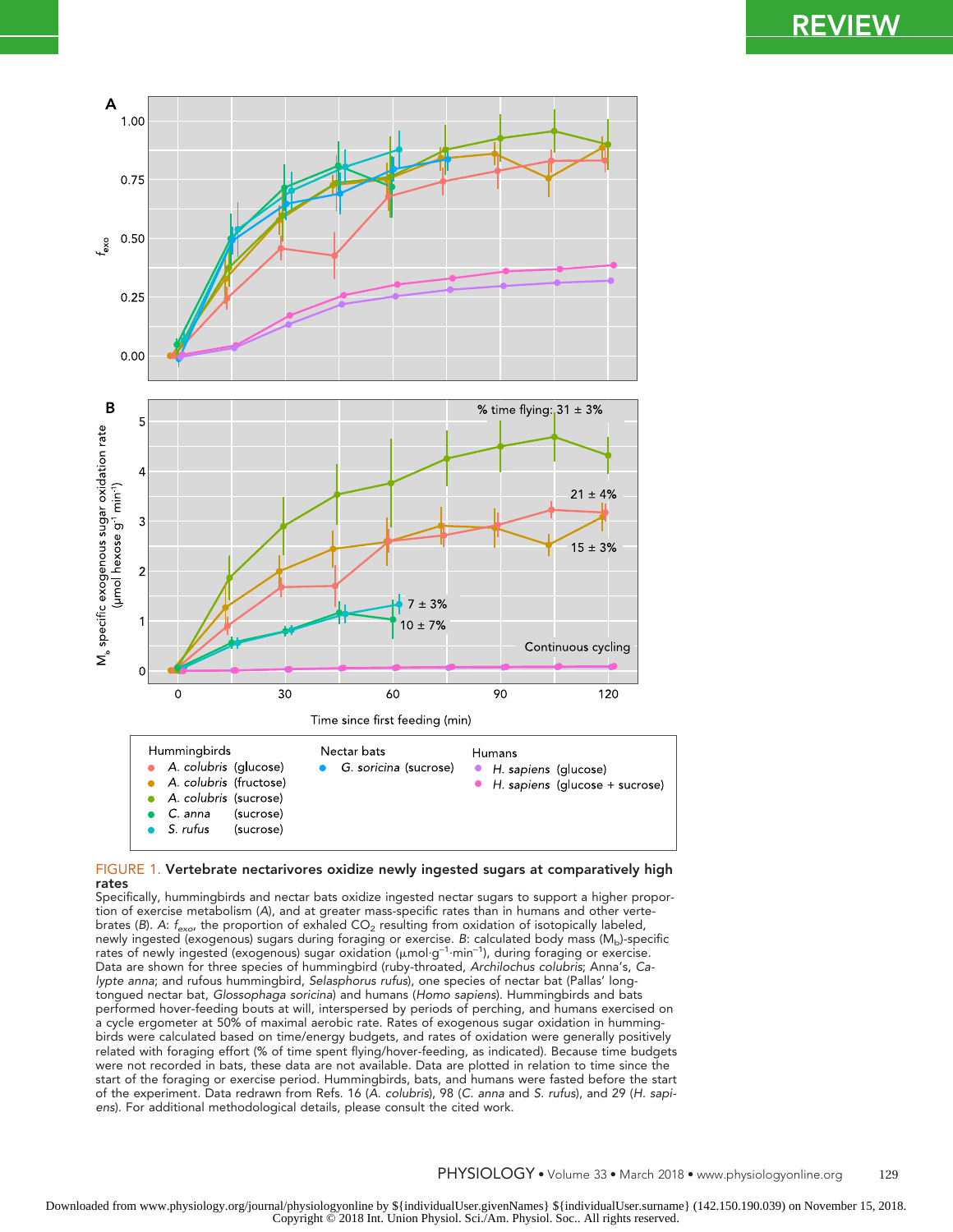FIGURE 1. **Vertebrate nectarivores oxidize newly ingested sugars at comparatively high rates**

Specifically, hummingbirds and nectar bats oxidize ingested nectar sugars to support a higher proportion of exercise metabolism (*A*), and at greater mass-specific rates than in humans and other vertebrates (*B*). *A*: $f_{exo}$, the proportion of exhaled $CO_2$ resulting from oxidation of isotopically labeled, newly ingested (exogenous) sugars during foraging or exercise. *B*: calculated body mass ($M_b$)-specific rates of newly ingested (exogenous) sugar oxidation (μmol·g$^{-1}$·min$^{-1}$), during foraging or exercise. Data are shown for three species of hummingbird (ruby-throated, *Archilochus colubris*; Anna's, *Calypte anna*; and rufous hummingbird, *Selasphorus rufus*), one species of nectar bat (Pallas' long-tongued nectar bat, *Glossophaga soricina*) and humans (*Homo sapiens*). Hummingbirds and bats performed hover-feeding bouts at will, interspersed by periods of perching, and humans exercised on a cycle ergometer at 50% of maximal aerobic rate. Rates of exogenous sugar oxidation in hummingbirds were calculated based on time/energy budgets, and rates of oxidation were generally positively related with foraging effort (% of time spent flying/hover-feeding, as indicated). Because time budgets were not recorded in bats, these data are not available. Data are plotted in relation to time since the start of the foraging or exercise period. Hummingbirds, bats, and humans were fasted before the start of the experiment. Data redrawn from Refs. 16 (*A. colubris*), 98 (*C. anna* and *S. rufus*), and 29 (*H. sapiens*). For additional methodological details, please consult the cited work.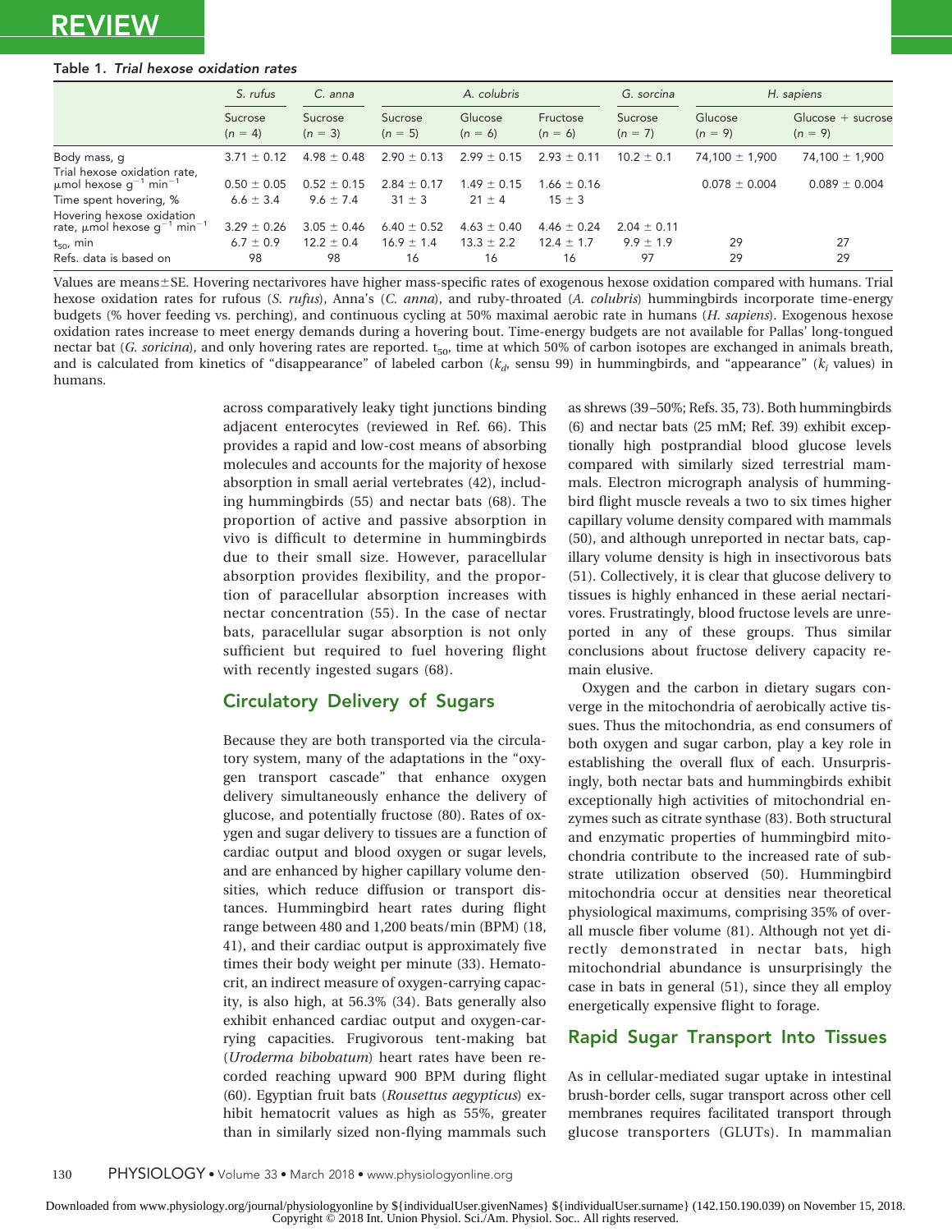**Table 1.** *Trial hexose oxidation rates*

| | *S. rufus* | *C. anna* | *A. colubris* | | | *G. sorcina* | *H. sapiens* | |
|---|---|---|---|---|---|---|---|---|
| | Sucrose ($n = 4$) | Sucrose ($n = 3$) | Sucrose ($n = 5$) | Glucose ($n = 6$) | Fructose ($n = 6$) | Sucrose ($n = 7$) | Glucose ($n = 9$) | Glucose + sucrose ($n = 9$) |
| Body mass, g | 3.71 ± 0.12 | 4.98 ± 0.48 | 2.90 ± 0.13 | 2.99 ± 0.15 | 2.93 ± 0.11 | 10.2 ± 0.1 | 74,100 ± 1,900 | 74,100 ± 1,900 |
| Trial hexose oxidation rate, μmol hexose $g^{-1}$ $min^{-1}$ | 0.50 ± 0.05 | 0.52 ± 0.15 | 2.84 ± 0.17 | 1.49 ± 0.15 | 1.66 ± 0.16 | | 0.078 ± 0.004 | 0.089 ± 0.004 |
| Time spent hovering, % | 6.6 ± 3.4 | 9.6 ± 7.4 | 31 ± 3 | 21 ± 4 | 15 ± 3 | | | |
| Hovering hexose oxidation rate, μmol hexose $g^{-1}$ $min^{-1}$ | 3.29 ± 0.26 | 3.05 ± 0.46 | 6.40 ± 0.52 | 4.63 ± 0.40 | 4.46 ± 0.24 | 2.04 ± 0.11 | | |
| $t_{50}$, min | 6.7 ± 0.9 | 12.2 ± 0.4 | 16.9 ± 1.4 | 13.3 ± 2.2 | 12.4 ± 1.7 | 9.9 ± 1.9 | 29 | 27 |
| Refs. data is based on | 98 | 98 | 16 | 16 | 16 | 97 | 29 | 29 |

Values are means±SE. Hovering nectarivores have higher mass-specific rates of exogenous hexose oxidation compared with humans. Trial hexose oxidation rates for rufous (*S. rufus*), Anna's (*C. anna*), and ruby-throated (*A. colubris*) hummingbirds incorporate time-energy budgets (% hover feeding vs. perching), and continuous cycling at 50% maximal aerobic rate in humans (*H. sapiens*). Exogenous hexose oxidation rates increase to meet energy demands during a hovering bout. Time-energy budgets are not available for Pallas' long-tongued nectar bat (*G. soricina*), and only hovering rates are reported. $t_{50}$, time at which 50% of carbon isotopes are exchanged in animals breath, and is calculated from kinetics of "disappearance" of labeled carbon ($k_d$, sensu 99) in hummingbirds, and "appearance" ($k_i$ values) in humans.

across comparatively leaky tight junctions binding adjacent enterocytes (reviewed in Ref. 66). This provides a rapid and low-cost means of absorbing molecules and accounts for the majority of hexose absorption in small aerial vertebrates (42), including hummingbirds (55) and nectar bats (68). The proportion of active and passive absorption in vivo is difficult to determine in hummingbirds due to their small size. However, paracellular absorption provides flexibility, and the proportion of paracellular absorption increases with nectar concentration (55). In the case of nectar bats, paracellular sugar absorption is not only sufficient but required to fuel hovering flight with recently ingested sugars (68).

## Circulatory Delivery of Sugars

Because they are both transported via the circulatory system, many of the adaptations in the "oxygen transport cascade" that enhance oxygen delivery simultaneously enhance the delivery of glucose, and potentially fructose (80). Rates of oxygen and sugar delivery to tissues are a function of cardiac output and blood oxygen or sugar levels, and are enhanced by higher capillary volume densities, which reduce diffusion or transport distances. Hummingbird heart rates during flight range between 480 and 1,200 beats/min (BPM) (18, 41), and their cardiac output is approximately five times their body weight per minute (33). Hematocrit, an indirect measure of oxygen-carrying capacity, is also high, at 56.3% (34). Bats generally also exhibit enhanced cardiac output and oxygen-carrying capacities. Frugivorous tent-making bat (*Uroderma bibobatum*) heart rates have been recorded reaching upward 900 BPM during flight (60). Egyptian fruit bats (*Rousettus aegypticus*) exhibit hematocrit values as high as 55%, greater than in similarly sized non-flying mammals such as shrews (39–50%; Refs. 35, 73). Both hummingbirds (6) and nectar bats (25 mM; Ref. 39) exhibit exceptionally high postprandial blood glucose levels compared with similarly sized terrestrial mammals. Electron micrograph analysis of hummingbird flight muscle reveals a two to six times higher capillary volume density compared with mammals (50), and although unreported in nectar bats, capillary volume density is high in insectivorous bats (51). Collectively, it is clear that glucose delivery to tissues is highly enhanced in these aerial nectarivores. Frustratingly, blood fructose levels are unreported in any of these groups. Thus similar conclusions about fructose delivery capacity remain elusive.

Oxygen and the carbon in dietary sugars converge in the mitochondria of aerobically active tissues. Thus the mitochondria, as end consumers of both oxygen and sugar carbon, play a key role in establishing the overall flux of each. Unsurprisingly, both nectar bats and hummingbirds exhibit exceptionally high activities of mitochondrial enzymes such as citrate synthase (83). Both structural and enzymatic properties of hummingbird mitochondria contribute to the increased rate of substrate utilization observed (50). Hummingbird mitochondria occur at densities near theoretical physiological maximums, comprising 35% of overall muscle fiber volume (81). Although not yet directly demonstrated in nectar bats, high mitochondrial abundance is unsurprisingly the case in bats in general (51), since they all employ energetically expensive flight to forage.

## Rapid Sugar Transport Into Tissues

As in cellular-mediated sugar uptake in intestinal brush-border cells, sugar transport across other cell membranes requires facilitated transport through glucose transporters (GLUTs). In mammalian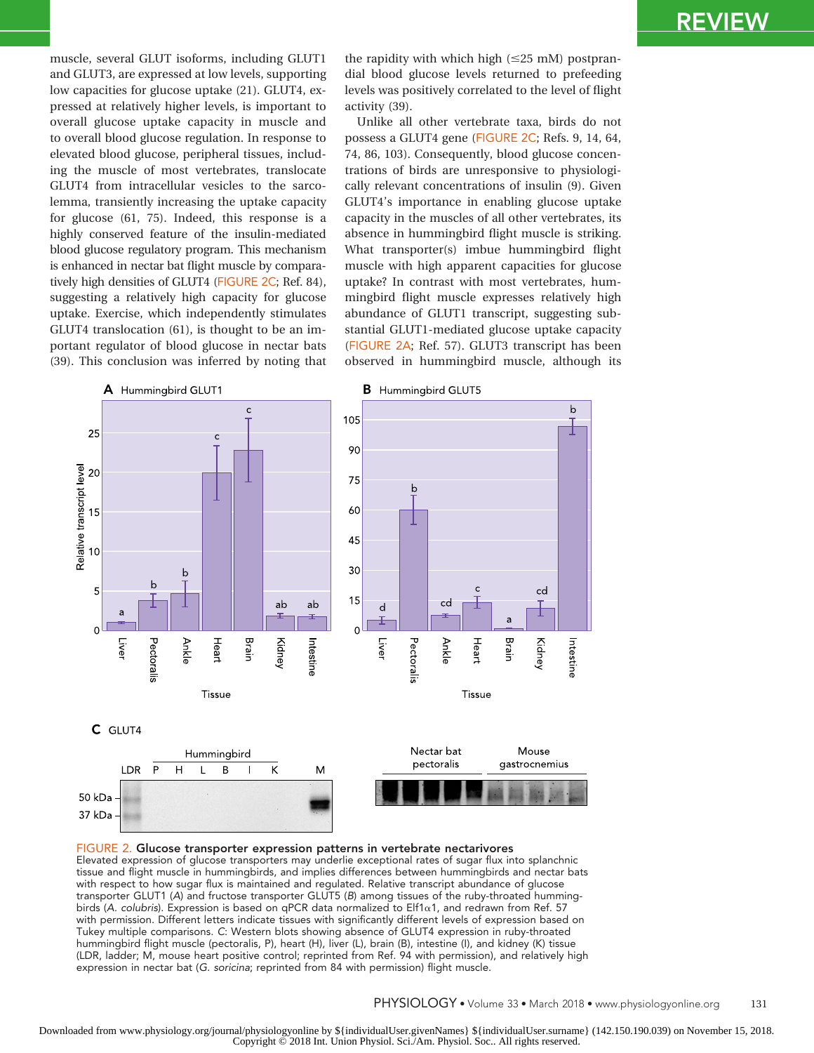muscle, several GLUT isoforms, including GLUT1 and GLUT3, are expressed at low levels, supporting low capacities for glucose uptake (21). GLUT4, expressed at relatively higher levels, is important to overall glucose uptake capacity in muscle and to overall blood glucose regulation. In response to elevated blood glucose, peripheral tissues, including the muscle of most vertebrates, translocate GLUT4 from intracellular vesicles to the sarcolemma, transiently increasing the uptake capacity for glucose (61, 75). Indeed, this response is a highly conserved feature of the insulin-mediated blood glucose regulatory program. This mechanism is enhanced in nectar bat flight muscle by comparatively high densities of GLUT4 (FIGURE 2C; Ref. 84), suggesting a relatively high capacity for glucose uptake. Exercise, which independently stimulates GLUT4 translocation (61), is thought to be an important regulator of blood glucose in nectar bats (39). This conclusion was inferred by noting that the rapidity with which high (≤25 mM) postprandial blood glucose levels returned to prefeeding levels was positively correlated to the level of flight activity (39).

Unlike all other vertebrate taxa, birds do not possess a GLUT4 gene (FIGURE 2C; Refs. 9, 14, 64, 74, 86, 103). Consequently, blood glucose concentrations of birds are unresponsive to physiologically relevant concentrations of insulin (9). Given GLUT4's importance in enabling glucose uptake capacity in the muscles of all other vertebrates, its absence in hummingbird flight muscle is striking. What transporter(s) imbue hummingbird flight muscle with high apparent capacities for glucose uptake? In contrast with most vertebrates, hummingbird flight muscle expresses relatively high abundance of GLUT1 transcript, suggesting substantial GLUT1-mediated glucose uptake capacity (FIGURE 2A; Ref. 57). GLUT3 transcript has been observed in hummingbird muscle, although its

FIGURE 2. **Glucose transporter expression patterns in vertebrate nectarivores**
Elevated expression of glucose transporters may underlie exceptional rates of sugar flux into splanchnic tissue and flight muscle in hummingbirds, and implies differences between hummingbirds and nectar bats with respect to how sugar flux is maintained and regulated. Relative transcript abundance of glucose transporter GLUT1 (*A*) and fructose transporter GLUT5 (*B*) among tissues of the ruby-throated hummingbirds (*A. colubris*). Expression is based on qPCR data normalized to Elf1$\alpha$1, and redrawn from Ref. 57 with permission. Different letters indicate tissues with significantly different levels of expression based on Tukey multiple comparisons. *C*: Western blots showing absence of GLUT4 expression in ruby-throated hummingbird flight muscle (pectoralis, P), heart (H), liver (L), brain (B), intestine (I), and kidney (K) tissue (LDR, ladder; M, mouse heart positive control; reprinted from Ref. 94 with permission), and relatively high expression in nectar bat (*G. soricina*; reprinted from 84 with permission) flight muscle.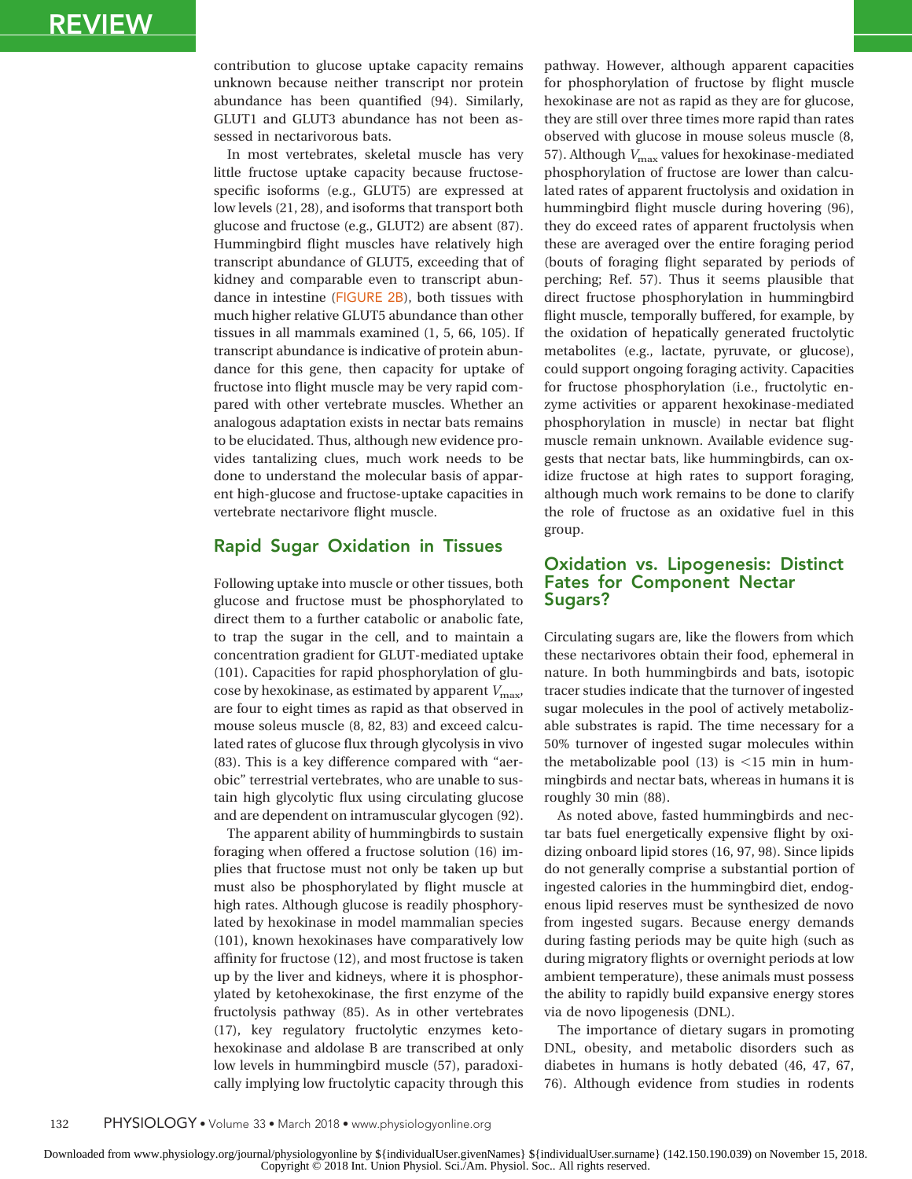contribution to glucose uptake capacity remains unknown because neither transcript nor protein abundance has been quantified (94). Similarly, GLUT1 and GLUT3 abundance has not been assessed in nectarivorous bats.

In most vertebrates, skeletal muscle has very little fructose uptake capacity because fructose-specific isoforms (e.g., GLUT5) are expressed at low levels (21, 28), and isoforms that transport both glucose and fructose (e.g., GLUT2) are absent (87). Hummingbird flight muscles have relatively high transcript abundance of GLUT5, exceeding that of kidney and comparable even to transcript abundance in intestine (FIGURE 2B), both tissues with much higher relative GLUT5 abundance than other tissues in all mammals examined (1, 5, 66, 105). If transcript abundance is indicative of protein abundance for this gene, then capacity for uptake of fructose into flight muscle may be very rapid compared with other vertebrate muscles. Whether an analogous adaptation exists in nectar bats remains to be elucidated. Thus, although new evidence provides tantalizing clues, much work needs to be done to understand the molecular basis of apparent high-glucose and fructose-uptake capacities in vertebrate nectarivore flight muscle.

## Rapid Sugar Oxidation in Tissues

Following uptake into muscle or other tissues, both glucose and fructose must be phosphorylated to direct them to a further catabolic or anabolic fate, to trap the sugar in the cell, and to maintain a concentration gradient for GLUT-mediated uptake (101). Capacities for rapid phosphorylation of glucose by hexokinase, as estimated by apparent $V_{max}$, are four to eight times as rapid as that observed in mouse soleus muscle (8, 82, 83) and exceed calculated rates of glucose flux through glycolysis in vivo (83). This is a key difference compared with "aerobic" terrestrial vertebrates, who are unable to sustain high glycolytic flux using circulating glucose and are dependent on intramuscular glycogen (92).

The apparent ability of hummingbirds to sustain foraging when offered a fructose solution (16) implies that fructose must not only be taken up but must also be phosphorylated by flight muscle at high rates. Although glucose is readily phosphorylated by hexokinase in model mammalian species (101), known hexokinases have comparatively low affinity for fructose (12), and most fructose is taken up by the liver and kidneys, where it is phosphorylated by ketohexokinase, the first enzyme of the fructolysis pathway (85). As in other vertebrates (17), key regulatory fructolytic enzymes ketohexokinase and aldolase B are transcribed at only low levels in hummingbird muscle (57), paradoxically implying low fructolytic capacity through this pathway. However, although apparent capacities for phosphorylation of fructose by flight muscle hexokinase are not as rapid as they are for glucose, they are still over three times more rapid than rates observed with glucose in mouse soleus muscle (8, 57). Although $V_{max}$ values for hexokinase-mediated phosphorylation of fructose are lower than calculated rates of apparent fructolysis and oxidation in hummingbird flight muscle during hovering (96), they do exceed rates of apparent fructolysis when these are averaged over the entire foraging period (bouts of foraging flight separated by periods of perching; Ref. 57). Thus it seems plausible that direct fructose phosphorylation in hummingbird flight muscle, temporally buffered, for example, by the oxidation of hepatically generated fructolytic metabolites (e.g., lactate, pyruvate, or glucose), could support ongoing foraging activity. Capacities for fructose phosphorylation (i.e., fructolytic enzyme activities or apparent hexokinase-mediated phosphorylation in muscle) in nectar bat flight muscle remain unknown. Available evidence suggests that nectar bats, like hummingbirds, can oxidize fructose at high rates to support foraging, although much work remains to be done to clarify the role of fructose as an oxidative fuel in this group.

## Oxidation vs. Lipogenesis: Distinct Fates for Component Nectar Sugars?

Circulating sugars are, like the flowers from which these nectarivores obtain their food, ephemeral in nature. In both hummingbirds and bats, isotopic tracer studies indicate that the turnover of ingested sugar molecules in the pool of actively metabolizable substrates is rapid. The time necessary for a 50% turnover of ingested sugar molecules within the metabolizable pool (13) is <15 min in hummingbirds and nectar bats, whereas in humans it is roughly 30 min (88).

As noted above, fasted hummingbirds and nectar bats fuel energetically expensive flight by oxidizing onboard lipid stores (16, 97, 98). Since lipids do not generally comprise a substantial portion of ingested calories in the hummingbird diet, endogenous lipid reserves must be synthesized de novo from ingested sugars. Because energy demands during fasting periods may be quite high (such as during migratory flights or overnight periods at low ambient temperature), these animals must possess the ability to rapidly build expansive energy stores via de novo lipogenesis (DNL).

The importance of dietary sugars in promoting DNL, obesity, and metabolic disorders such as diabetes in humans is hotly debated (46, 47, 67, 76). Although evidence from studies in rodents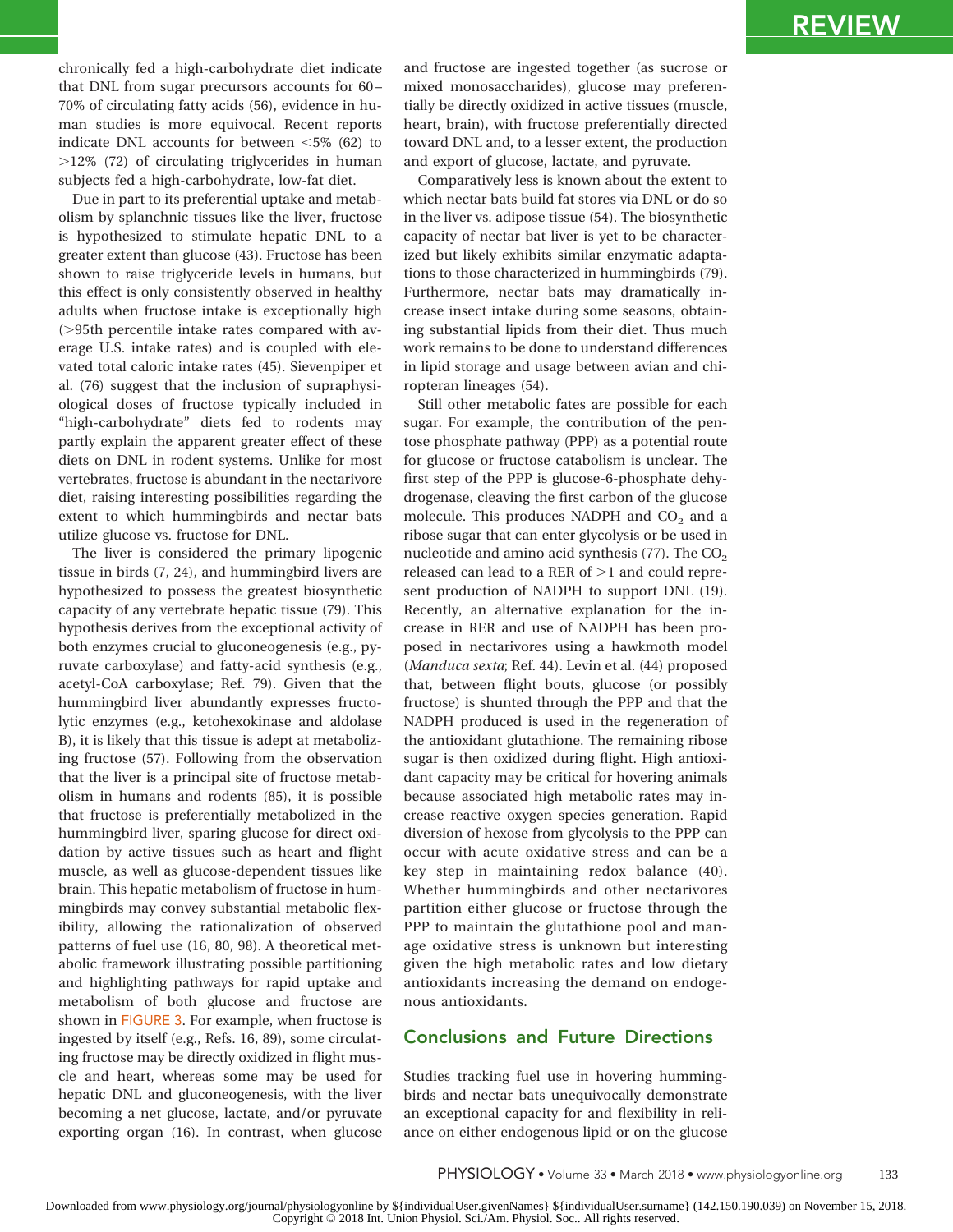chronically fed a high-carbohydrate diet indicate that DNL from sugar precursors accounts for 60–70% of circulating fatty acids (56), evidence in human studies is more equivocal. Recent reports indicate DNL accounts for between <5% (62) to >12% (72) of circulating triglycerides in human subjects fed a high-carbohydrate, low-fat diet.

Due in part to its preferential uptake and metabolism by splanchnic tissues like the liver, fructose is hypothesized to stimulate hepatic DNL to a greater extent than glucose (43). Fructose has been shown to raise triglyceride levels in humans, but this effect is only consistently observed in healthy adults when fructose intake is exceptionally high (>95th percentile intake rates compared with average U.S. intake rates) and is coupled with elevated total caloric intake rates (45). Sievenpiper et al. (76) suggest that the inclusion of supraphysiological doses of fructose typically included in "high-carbohydrate" diets fed to rodents may partly explain the apparent greater effect of these diets on DNL in rodent systems. Unlike for most vertebrates, fructose is abundant in the nectarivore diet, raising interesting possibilities regarding the extent to which hummingbirds and nectar bats utilize glucose vs. fructose for DNL.

The liver is considered the primary lipogenic tissue in birds (7, 24), and hummingbird livers are hypothesized to possess the greatest biosynthetic capacity of any vertebrate hepatic tissue (79). This hypothesis derives from the exceptional activity of both enzymes crucial to gluconeogenesis (e.g., pyruvate carboxylase) and fatty-acid synthesis (e.g., acetyl-CoA carboxylase; Ref. 79). Given that the hummingbird liver abundantly expresses fructolytic enzymes (e.g., ketohexokinase and aldolase B), it is likely that this tissue is adept at metabolizing fructose (57). Following from the observation that the liver is a principal site of fructose metabolism in humans and rodents (85), it is possible that fructose is preferentially metabolized in the hummingbird liver, sparing glucose for direct oxidation by active tissues such as heart and flight muscle, as well as glucose-dependent tissues like brain. This hepatic metabolism of fructose in hummingbirds may convey substantial metabolic flexibility, allowing the rationalization of observed patterns of fuel use (16, 80, 98). A theoretical metabolic framework illustrating possible partitioning and highlighting pathways for rapid uptake and metabolism of both glucose and fructose are shown in FIGURE 3. For example, when fructose is ingested by itself (e.g., Refs. 16, 89), some circulating fructose may be directly oxidized in flight muscle and heart, whereas some may be used for hepatic DNL and gluconeogenesis, with the liver becoming a net glucose, lactate, and/or pyruvate exporting organ (16). In contrast, when glucose and fructose are ingested together (as sucrose or mixed monosaccharides), glucose may preferentially be directly oxidized in active tissues (muscle, heart, brain), with fructose preferentially directed toward DNL and, to a lesser extent, the production and export of glucose, lactate, and pyruvate.

Comparatively less is known about the extent to which nectar bats build fat stores via DNL or do so in the liver vs. adipose tissue (54). The biosynthetic capacity of nectar bat liver is yet to be characterized but likely exhibits similar enzymatic adaptations to those characterized in hummingbirds (79). Furthermore, nectar bats may dramatically increase insect intake during some seasons, obtaining substantial lipids from their diet. Thus much work remains to be done to understand differences in lipid storage and usage between avian and chiropteran lineages (54).

Still other metabolic fates are possible for each sugar. For example, the contribution of the pentose phosphate pathway (PPP) as a potential route for glucose or fructose catabolism is unclear. The first step of the PPP is glucose-6-phosphate dehydrogenase, cleaving the first carbon of the glucose molecule. This produces NADPH and $CO_2$ and a ribose sugar that can enter glycolysis or be used in nucleotide and amino acid synthesis (77). The $CO_2$ released can lead to a RER of >1 and could represent production of NADPH to support DNL (19). Recently, an alternative explanation for the increase in RER and use of NADPH has been proposed in nectarivores using a hawkmoth model (*Manduca sexta*; Ref. 44). Levin et al. (44) proposed that, between flight bouts, glucose (or possibly fructose) is shunted through the PPP and that the NADPH produced is used in the regeneration of the antioxidant glutathione. The remaining ribose sugar is then oxidized during flight. High antioxidant capacity may be critical for hovering animals because associated high metabolic rates may increase reactive oxygen species generation. Rapid diversion of hexose from glycolysis to the PPP can occur with acute oxidative stress and can be a key step in maintaining redox balance (40). Whether hummingbirds and other nectarivores partition either glucose or fructose through the PPP to maintain the glutathione pool and manage oxidative stress is unknown but interesting given the high metabolic rates and low dietary antioxidants increasing the demand on endogenous antioxidants.

## Conclusions and Future Directions

Studies tracking fuel use in hovering hummingbirds and nectar bats unequivocally demonstrate an exceptional capacity for and flexibility in reliance on either endogenous lipid or on the glucose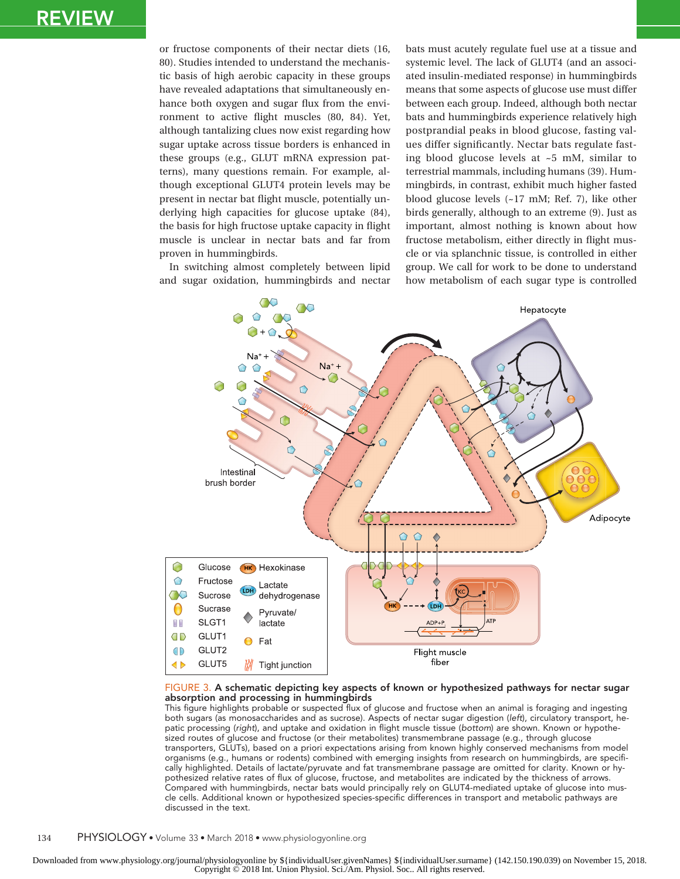or fructose components of their nectar diets (16, 80). Studies intended to understand the mechanistic basis of high aerobic capacity in these groups have revealed adaptations that simultaneously enhance both oxygen and sugar flux from the environment to active flight muscles (80, 84). Yet, although tantalizing clues now exist regarding how sugar uptake across tissue borders is enhanced in these groups (e.g., GLUT mRNA expression patterns), many questions remain. For example, although exceptional GLUT4 protein levels may be present in nectar bat flight muscle, potentially underlying high capacities for glucose uptake (84), the basis for high fructose uptake capacity in flight muscle is unclear in nectar bats and far from proven in hummingbirds.

In switching almost completely between lipid and sugar oxidation, hummingbirds and nectar bats must acutely regulate fuel use at a tissue and systemic level. The lack of GLUT4 (and an associated insulin-mediated response) in hummingbirds means that some aspects of glucose use must differ between each group. Indeed, although both nectar bats and hummingbirds experience relatively high postprandial peaks in blood glucose, fasting values differ significantly. Nectar bats regulate fasting blood glucose levels at ~5 mM, similar to terrestrial mammals, including humans (39). Hummingbirds, in contrast, exhibit much higher fasted blood glucose levels (~17 mM; Ref. 7), like other birds generally, although to an extreme (9). Just as important, almost nothing is known about how fructose metabolism, either directly in flight muscle or via splanchnic tissue, is controlled in either group. We call for work to be done to understand how metabolism of each sugar type is controlled

FIGURE 3. **A schematic depicting key aspects of known or hypothesized pathways for nectar sugar absorption and processing in hummingbirds**

This figure highlights probable or suspected flux of glucose and fructose when an animal is foraging and ingesting both sugars (as monosaccharides and as sucrose). Aspects of nectar sugar digestion (*left*), circulatory transport, hepatic processing (*right*), and uptake and oxidation in flight muscle tissue (*bottom*) are shown. Known or hypothesized routes of glucose and fructose (or their metabolites) transmembrane passage (e.g., through glucose transporters, GLUTs), based on a priori expectations arising from known highly conserved mechanisms from model organisms (e.g., humans or rodents) combined with emerging insights from research on hummingbirds, are specifically highlighted. Details of lactate/pyruvate and fat transmembrane passage are omitted for clarity. Known or hypothesized relative rates of flux of glucose, fructose, and metabolites are indicated by the thickness of arrows. Compared with hummingbirds, nectar bats would principally rely on GLUT4-mediated uptake of glucose into muscle cells. Additional known or hypothesized species-specific differences in transport and metabolic pathways are discussed in the text.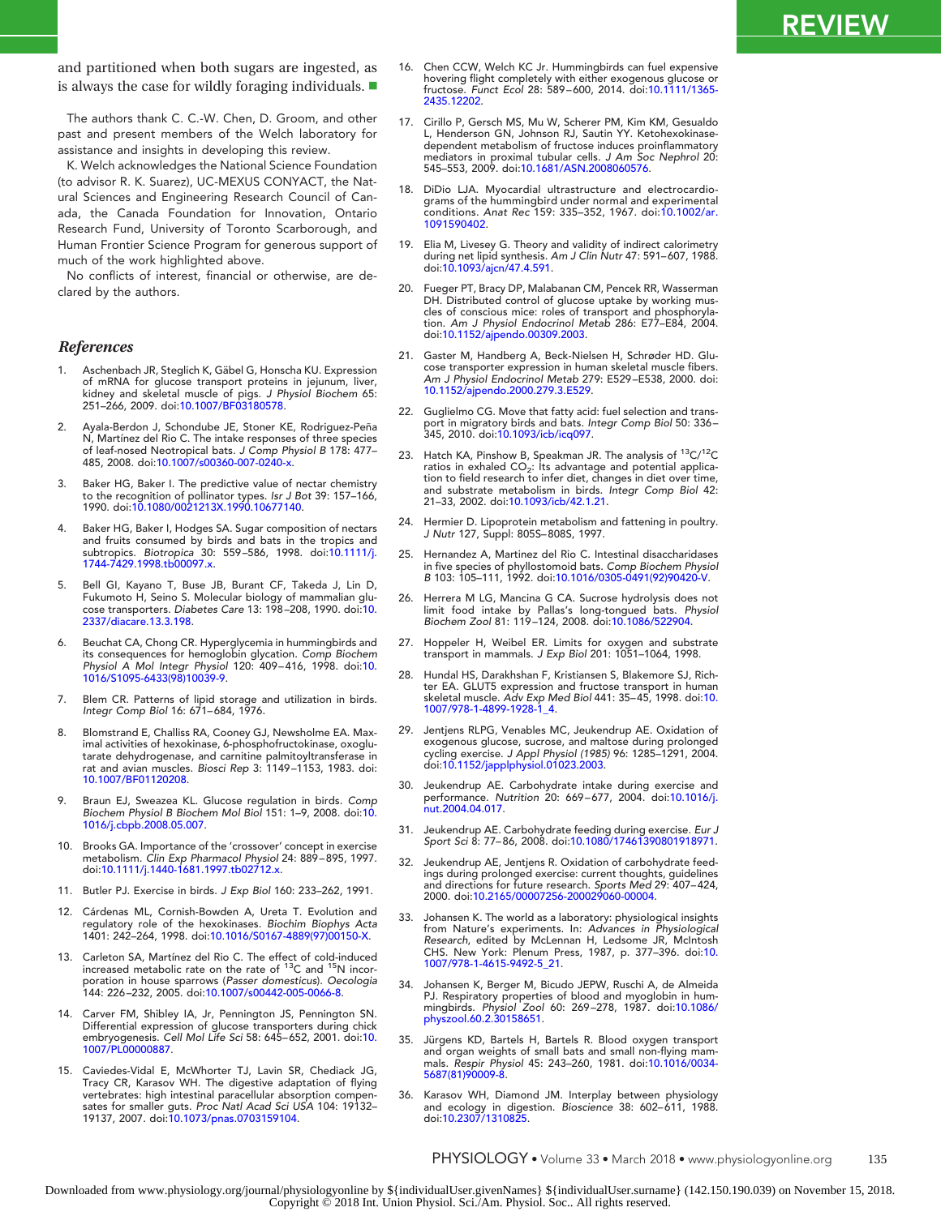and partitioned when both sugars are ingested, as is always the case for wildly foraging individuals. ■

The authors thank C. C.-W. Chen, D. Groom, and other past and present members of the Welch laboratory for assistance and insights in developing this review.

K. Welch acknowledges the National Science Foundation (to advisor R. K. Suarez), UC-MEXUS CONYACT, the Natural Sciences and Engineering Research Council of Canada, the Canada Foundation for Innovation, Ontario Research Fund, University of Toronto Scarborough, and Human Frontier Science Program for generous support of much of the work highlighted above.

No conflicts of interest, financial or otherwise, are declared by the authors.

## References

1. Aschenbach JR, Steglich K, Gäbel G, Honscha KU. Expression of mRNA for glucose transport proteins in jejunum, liver, kidney and skeletal muscle of pigs. *J Physiol Biochem* 65: 251–266, 2009. doi:10.1007/BF03180578.
2. Ayala-Berdon J, Schondube JE, Stoner KE, Rodriguez-Peña N, Martínez del Rio C. The intake responses of three species of leaf-nosed Neotropical bats. *J Comp Physiol B* 178: 477–485, 2008. doi:10.1007/s00360-007-0240-x.
3. Baker HG, Baker I. The predictive value of nectar chemistry to the recognition of pollinator types. *Isr J Bot* 39: 157–166, 1990. doi:10.1080/0021213X.1990.10677140.
4. Baker HG, Baker I, Hodges SA. Sugar composition of nectars and fruits consumed by birds and bats in the tropics and subtropics. *Biotropica* 30: 559–586, 1998. doi:10.1111/j.1744-7429.1998.tb00097.x.
5. Bell GI, Kayano T, Buse JB, Burant CF, Takeda J, Lin D, Fukumoto H, Seino S. Molecular biology of mammalian glucose transporters. *Diabetes Care* 13: 198–208, 1990. doi:10.2337/diacare.13.3.198.
6. Beuchat CA, Chong CR. Hyperglycemia in hummingbirds and its consequences for hemoglobin glycation. *Comp Biochem Physiol A Mol Integr Physiol* 120: 409–416, 1998. doi:10.1016/S1095-6433(98)10039-9.
7. Blem CR. Patterns of lipid storage and utilization in birds. *Integr Comp Biol* 16: 671–684, 1976.
8. Blomstrand E, Challiss RA, Cooney GJ, Newsholme EA. Maximal activities of hexokinase, 6-phosphofructokinase, oxoglutarate dehydrogenase, and carnitine palmitoyltransferase in rat and avian muscles. *Biosci Rep* 3: 1149–1153, 1983. doi:10.1007/BF01120208.
9. Braun EJ, Sweazea KL. Glucose regulation in birds. *Comp Biochem Physiol B Biochem Mol Biol* 151: 1–9, 2008. doi:10.1016/j.cbpb.2008.05.007.
10. Brooks GA. Importance of the 'crossover' concept in exercise metabolism. *Clin Exp Pharmacol Physiol* 24: 889–895, 1997. doi:10.1111/j.1440-1681.1997.tb02712.x.
11. Butler PJ. Exercise in birds. *J Exp Biol* 160: 233–262, 1991.
12. Cárdenas ML, Cornish-Bowden A, Ureta T. Evolution and regulatory role of the hexokinases. *Biochim Biophys Acta* 1401: 242–264, 1998. doi:10.1016/S0167-4889(97)00150-X.
13. Carleton SA, Martínez del Rio C. The effect of cold-induced increased metabolic rate on the rate of $^{13}C$ and $^{15}N$ incorporation in house sparrows (*Passer domesticus*). *Oecologia* 144: 226–232, 2005. doi:10.1007/s00442-005-0066-8.
14. Carver FM, Shibley IA, Jr, Pennington JS, Pennington SN. Differential expression of glucose transporters during chick embryogenesis. *Cell Mol Life Sci* 58: 645–652, 2001. doi:10.1007/PL00000887.
15. Caviedes-Vidal E, McWhorter TJ, Lavin SR, Chediack JG, Tracy CR, Karasov WH. The digestive adaptation of flying vertebrates: high intestinal paracellular absorption compensates for smaller guts. *Proc Natl Acad Sci USA* 104: 19132–19137, 2007. doi:10.1073/pnas.0703159104.
16. Chen CCW, Welch KC Jr. Hummingbirds can fuel expensive hovering flight completely with either exogenous glucose or fructose. *Funct Ecol* 28: 589–600, 2014. doi:10.1111/1365-2435.12202.
17. Cirillo P, Gersch MS, Mu W, Scherer PM, Kim KM, Gesualdo L, Henderson GN, Johnson RJ, Sautin YY. Ketohexokinase-dependent metabolism of fructose induces proinflammatory mediators in proximal tubular cells. *J Am Soc Nephrol* 20: 545–553, 2009. doi:10.1681/ASN.2008060576.
18. DiDio LJA. Myocardial ultrastructure and electrocardiograms of the hummingbird under normal and experimental conditions. *Anat Rec* 159: 335–352, 1967. doi:10.1002/ar.1091590402.
19. Elia M, Livesey G. Theory and validity of indirect calorimetry during net lipid synthesis. *Am J Clin Nutr* 47: 591–607, 1988. doi:10.1093/ajcn/47.4.591.
20. Fueger PT, Bracy DP, Malabanan CM, Pencek RR, Wasserman DH. Distributed control of glucose uptake by working muscles of conscious mice: roles of transport and phosphorylation. *Am J Physiol Endocrinol Metab* 286: E77–E84, 2004. doi:10.1152/ajpendo.00309.2003.
21. Gaster M, Handberg A, Beck-Nielsen H, Schrøder HD. Glucose transporter expression in human skeletal muscle fibers. *Am J Physiol Endocrinol Metab* 279: E529–E538, 2000. doi:10.1152/ajpendo.2000.279.3.E529.
22. Guglielmo CG. Move that fatty acid: fuel selection and transport in migratory birds and bats. *Integr Comp Biol* 50: 336–345, 2010. doi:10.1093/icb/icq097.
23. Hatch KA, Pinshow B, Speakman JR. The analysis of $^{13}C/^{12}C$ ratios in exhaled $CO_2$: its advantage and potential application to field research to infer diet, changes in diet over time, and substrate metabolism in birds. *Integr Comp Biol* 42: 21–33, 2002. doi:10.1093/icb/42.1.21.
24. Hermier D. Lipoprotein metabolism and fattening in poultry. *J Nutr* 127, Suppl: 805S–808S, 1997.
25. Hernandez A, Martinez del Rio C. Intestinal disaccharidases in five species of phyllostomoid bats. *Comp Biochem Physiol B* 103: 105–111, 1992. doi:10.1016/0305-0491(92)90420-V.
26. Herrera M LG, Mancina G CA. Sucrose hydrolysis does not limit food intake by Pallas's long-tongued bats. *Physiol Biochem Zool* 81: 119–124, 2008. doi:10.1086/522904.
27. Hoppeler H, Weibel ER. Limits for oxygen and substrate transport in mammals. *J Exp Biol* 201: 1051–1064, 1998.
28. Hundal HS, Darakhshan F, Kristiansen S, Blakemore SJ, Richter EA. GLUT5 expression and fructose transport in human skeletal muscle. *Adv Exp Med Biol* 441: 35–45, 1998. doi:10.1007/978-1-4899-1928-1_4.
29. Jentjens RLPG, Venables MC, Jeukendrup AE. Oxidation of exogenous glucose, sucrose, and maltose during prolonged cycling exercise. *J Appl Physiol (1985)* 96: 1285–1291, 2004. doi:10.1152/japplphysiol.01023.2003.
30. Jeukendrup AE. Carbohydrate intake during exercise and performance. *Nutrition* 20: 669–677, 2004. doi:10.1016/j.nut.2004.04.017.
31. Jeukendrup AE. Carbohydrate feeding during exercise. *Eur J Sport Sci* 8: 77–86, 2008. doi:10.1080/17461390801918971.
32. Jeukendrup AE, Jentjens R. Oxidation of carbohydrate feedings during prolonged exercise: current thoughts, guidelines and directions for future research. *Sports Med* 29: 407–424, 2000. doi:10.2165/00007256-200029060-00004.
33. Johansen K. The world as a laboratory: physiological insights from Nature's experiments. In: *Advances in Physiological Research*, edited by McLennan H, Ledsome JR, McIntosh CHS. New York: Plenum Press, 1987, p. 377–396. doi:10.1007/978-1-4615-9492-5_21.
34. Johansen K, Berger M, Bicudo JEPW, Ruschi A, de Almeida PJ. Respiratory properties of blood and myoglobin in hummingbirds. *Physiol Zool* 60: 269–278, 1987. doi:10.1086/physzool.60.2.30158651.
35. Jürgens KD, Bartels H, Bartels R. Blood oxygen transport and organ weights of small bats and small non-flying mammals. *Respir Physiol* 45: 243–260, 1981. doi:10.1016/0034-5687(81)90009-8.
36. Karasov WH, Diamond JM. Interplay between physiology and ecology in digestion. *Bioscience* 38: 602–611, 1988. doi:10.2307/1310825.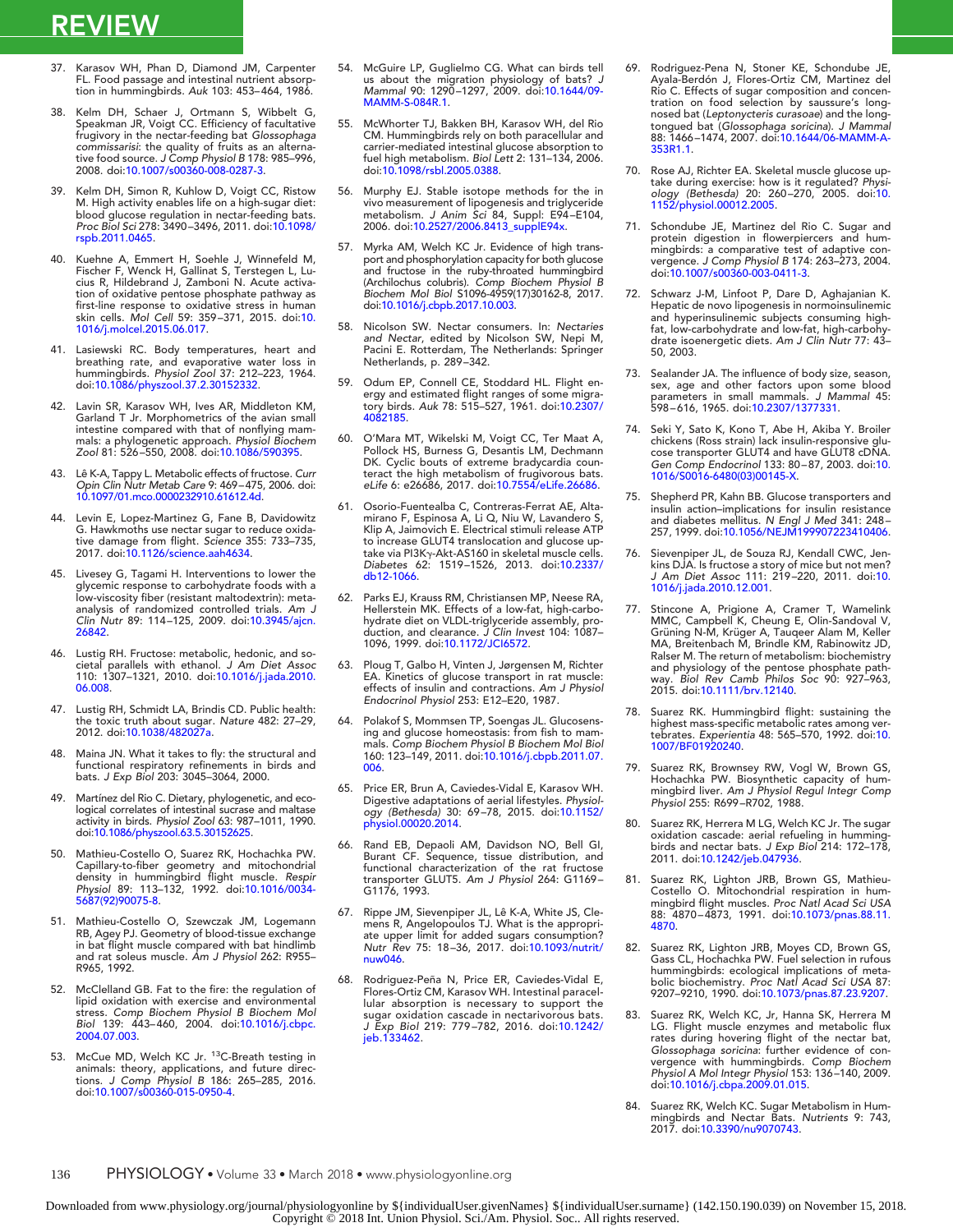37. Karasov WH, Phan D, Diamond JM, Carpenter FL. Food passage and intestinal nutrient absorption in hummingbirds. *Auk* 103: 453–464, 1986.

38. Kelm DH, Schaer J, Ortmann S, Wibbelt G, Speakman JR, Voigt CC. Efficiency of facultative frugivory in the nectar-feeding bat *Glossophaga commissarisi*: the quality of fruits as an alternative food source. *J Comp Physiol B* 178: 985–996, 2008. doi:10.1007/s00360-008-0287-3.

39. Kelm DH, Simon R, Kuhlow D, Voigt CC, Ristow M. High activity enables life on a high-sugar diet: blood glucose regulation in nectar-feeding bats. *Proc Biol Sci* 278: 3490–3496, 2011. doi:10.1098/rspb.2011.0465.

40. Kuehne A, Emmert H, Soehle J, Winnefeld M, Fischer F, Wenck H, Gallinat S, Terstegen L, Lucius R, Hildebrand J, Zamboni N. Acute activation of oxidative pentose phosphate pathway as first-line response to oxidative stress in human skin cells. *Mol Cell* 59: 359–371, 2015. doi:10.1016/j.molcel.2015.06.017.

41. Lasiewski RC. Body temperatures, heart and breathing rate, and evaporative water loss in hummingbirds. *Physiol Zool* 37: 212–223, 1964. doi:10.1086/physzool.37.2.30152332.

42. Lavin SR, Karasov WH, Ives AR, Middleton KM, Garland T Jr. Morphometrics of the avian small intestine compared with that of nonflying mammals: a phylogenetic approach. *Physiol Biochem Zool* 81: 526–550, 2008. doi:10.1086/590395.

43. Lê K-A, Tappy L. Metabolic effects of fructose. *Curr Opin Clin Nutr Metab Care* 9: 469–475, 2006. doi:10.1097/01.mco.0000232910.61612.4d.

44. Levin E, Lopez-Martinez G, Fane B, Davidowitz G. Hawkmoths use nectar sugar to reduce oxidative damage from flight. *Science* 355: 733–735, 2017. doi:10.1126/science.aah4634.

45. Livesey G, Tagami H. Interventions to lower the glycemic response to carbohydrate foods with a low-viscosity fiber (resistant maltodextrin): meta-analysis of randomized controlled trials. *Am J Clin Nutr* 89: 114–125, 2009. doi:10.3945/ajcn.26842.

46. Lustig RH. Fructose: metabolic, hedonic, and societal parallels with ethanol. *J Am Diet Assoc* 110: 1307–1321, 2010. doi:10.1016/j.jada.2010.06.008.

47. Lustig RH, Schmidt LA, Brindis CD. Public health: the toxic truth about sugar. *Nature* 482: 27–29, 2012. doi:10.1038/482027a.

48. Maina JN. What it takes to fly: the structural and functional respiratory refinements in birds and bats. *J Exp Biol* 203: 3045–3064, 2000.

49. Martínez del Rio C. Dietary, phylogenetic, and ecological correlates of intestinal sucrase and maltase activity in birds. *Physiol Zool* 63: 987–1011, 1990. doi:10.1086/physzool.63.5.30152625.

50. Mathieu-Costello O, Suarez RK, Hochachka PW. Capillary-to-fiber geometry and mitochondrial density in hummingbird flight muscle. *Respir Physiol* 89: 113–132, 1992. doi:10.1016/0034-5687(92)90075-8.

51. Mathieu-Costello O, Szewczak JM, Logemann RB, Agey PJ. Geometry of blood-tissue exchange in bat flight muscle compared with bat hindlimb and rat soleus muscle. *Am J Physiol* 262: R955–R965, 1992.

52. McClelland GB. Fat to the fire: the regulation of lipid oxidation with exercise and environmental stress. *Comp Biochem Physiol B Biochem Mol Biol* 139: 443–460, 2004. doi:10.1016/j.cbpc.2004.07.003.

53. McCue MD, Welch KC Jr. $^{13}$C-Breath testing in animals: theory, applications, and future directions. *J Comp Physiol B* 186: 265–285, 2016. doi:10.1007/s00360-015-0950-4.

54. McGuire LP, Guglielmo CG. What can birds tell us about the migration physiology of bats? *J Mammal* 90: 1290–1297, 2009. doi:10.1644/09-MAMM-S-084R.1.

55. McWhorter TJ, Bakken BH, Karasov WH, del Rio CM. Hummingbirds rely on both paracellular and carrier-mediated intestinal glucose absorption to fuel high metabolism. *Biol Lett* 2: 131–134, 2006. doi:10.1098/rsbl.2005.0388.

56. Murphy EJ. Stable isotope methods for the in vivo measurement of lipogenesis and triglyceride metabolism. *J Anim Sci* 84, Suppl: E94–E104, 2006. doi:10.2527/2006.8413_supplE94x.

57. Myrka AM, Welch KC Jr. Evidence of high transport and phosphorylation capacity for both glucose and fructose in the ruby-throated hummingbird (Archilochus colubris). *Comp Biochem Physiol B Biochem Mol Biol* S1096-4959(17)30162-8, 2017. doi:10.1016/j.cbpb.2017.10.003.

58. Nicolson SW. Nectar consumers. In: *Nectaries and Nectar*, edited by Nicolson SW, Nepi M, Pacini E. Rotterdam, The Netherlands: Springer Netherlands, p. 289–342.

59. Odum EP, Connell CE, Stoddard HL. Flight energy and estimated flight ranges of some migratory birds. *Auk* 78: 515–527, 1961. doi:10.2307/4082185.

60. O'Mara MT, Wikelski M, Voigt CC, Ter Maat A, Pollock HS, Burness G, Desantis LM, Dechmann DK. Cyclic bouts of extreme bradycardia counteract the high metabolism of frugivorous bats. *eLife* 6: e26686, 2017. doi:10.7554/eLife.26686.

61. Osorio-Fuentealba C, Contreras-Ferrat AE, Altamirano F, Espinosa A, Li Q, Niu W, Lavandero S, Klip A, Jaimovich E. Electrical stimuli release ATP to increase GLUT4 translocation and glucose uptake via PI3Kγ-Akt-AS160 in skeletal muscle cells. *Diabetes* 62: 1519–1526, 2013. doi:10.2337/db12-1066.

62. Parks EJ, Krauss RM, Christiansen MP, Neese RA, Hellerstein MK. Effects of a low-fat, high-carbohydrate diet on VLDL-triglyceride assembly, production, and clearance. *J Clin Invest* 104: 1087–1096, 1999. doi:10.1172/JCI6572.

63. Ploug T, Galbo H, Vinten J, Jørgensen M, Richter EA. Kinetics of glucose transport in rat muscle: effects of insulin and contractions. *Am J Physiol Endocrinol Physiol* 253: E12–E20, 1987.

64. Polakof S, Mommsen TP, Soengas JL. Glucosensing and glucose homeostasis: from fish to mammals. *Comp Biochem Physiol B Biochem Mol Biol* 160: 123–149, 2011. doi:10.1016/j.cbpb.2011.07.006.

65. Price ER, Brun A, Caviedes-Vidal E, Karasov WH. Digestive adaptations of aerial lifestyles. *Physiology (Bethesda)* 30: 69–78, 2015. doi:10.1152/physiol.00020.2014.

66. Rand EB, Depaoli AM, Davidson NO, Bell GI, Burant CF. Sequence, tissue distribution, and functional characterization of the rat fructose transporter GLUT5. *Am J Physiol* 264: G1169–G1176, 1993.

67. Rippe JM, Sievenpiper JL, Lê K-A, White JS, Clemens R, Angelopoulos TJ. What is the appropriate upper limit for added sugars consumption? *Nutr Rev* 75: 18–36, 2017. doi:10.1093/nutrit/nuw046.

68. Rodriguez-Peña N, Price ER, Caviedes-Vidal E, Flores-Ortiz CM, Karasov WH. Intestinal paracellular absorption is necessary to support the sugar oxidation cascade in nectarivorous bats. *J Exp Biol* 219: 779–782, 2016. doi:10.1242/jeb.133462.

69. Rodriguez-Pena N, Stoner KE, Schondube JE, Ayala-Berdón J, Flores-Ortiz CM, Martinez del Rio C. Effects of sugar composition and concentration on food selection by saussure's long-nosed bat (*Leptonycteris curasoae*) and the long-tongued bat (*Glossophaga soricina*). *J Mammal* 88: 1466–1474, 2007. doi:10.1644/06-MAMM-A-353R1.1.

70. Rose AJ, Richter EA. Skeletal muscle glucose uptake during exercise: how is it regulated? *Physiology (Bethesda)* 20: 260–270, 2005. doi:10.1152/physiol.00012.2005.

71. Schondube JE, Martinez del Rio C. Sugar and protein digestion in flowerpiercers and hummingbirds: a comparative test of adaptive convergence. *J Comp Physiol B* 174: 263–273, 2004. doi:10.1007/s00360-003-0411-3.

72. Schwarz J-M, Linfoot P, Dare D, Aghajanian K. Hepatic de novo lipogenesis in normoinsulinemic and hyperinsulinemic subjects consuming high-fat, low-carbohydrate and low-fat, high-carbohydrate isoenergetic diets. *Am J Clin Nutr* 77: 43–50, 2003.

73. Sealander JA. The influence of body size, season, sex, age and other factors upon some blood parameters in small mammals. *J Mammal* 45: 598–616, 1965. doi:10.2307/1377331.

74. Seki Y, Sato K, Kono T, Abe H, Akiba Y. Broiler chickens (Ross strain) lack insulin-responsive glucose transporter GLUT4 and have GLUT8 cDNA. *Gen Comp Endocrinol* 133: 80–87, 2003. doi:10.1016/S0016-6480(03)00145-X.

75. Shepherd PR, Kahn BB. Glucose transporters and insulin action–implications for insulin resistance and diabetes mellitus. *N Engl J Med* 341: 248–257, 1999. doi:10.1056/NEJM199907223410406.

76. Sievenpiper JL, de Souza RJ, Kendall CWC, Jenkins DJA. Is fructose a story of mice but not men? *J Am Diet Assoc* 111: 219–220, 2011. doi:10.1016/j.jada.2010.12.001.

77. Stincone A, Prigione A, Cramer T, Wamelink MMC, Campbell K, Cheung E, Olin-Sandoval V, Grüning N-M, Krüger A, Tauqeer Alam M, Keller MA, Breitenbach M, Brindle KM, Rabinowitz JD, Ralser M. The return of metabolism: biochemistry and physiology of the pentose phosphate pathway. *Biol Rev Camb Philos Soc* 90: 927–963, 2015. doi:10.1111/brv.12140.

78. Suarez RK. Hummingbird flight: sustaining the highest mass-specific metabolic rates among vertebrates. *Experientia* 48: 565–570, 1992. doi:10.1007/BF01920240.

79. Suarez RK, Brownsey RW, Vogl W, Brown GS, Hochachka PW. Biosynthetic capacity of hummingbird liver. *Am J Physiol Regul Integr Comp Physiol* 255: R699–R702, 1988.

80. Suarez RK, Herrera M LG, Welch KC Jr. The sugar oxidation cascade: aerial refueling in hummingbirds and nectar bats. *J Exp Biol* 214: 172–178, 2011. doi:10.1242/jeb.047936.

81. Suarez RK, Lighton JRB, Brown GS, Mathieu-Costello O. Mitochondrial respiration in hummingbird flight muscles. *Proc Natl Acad Sci USA* 88: 4870–4873, 1991. doi:10.1073/pnas.88.11.4870.

82. Suarez RK, Lighton JRB, Moyes CD, Brown GS, Gass CL, Hochachka PW. Fuel selection in rufous hummingbirds: ecological implications of metabolic biochemistry. *Proc Natl Acad Sci USA* 87: 9207–9210, 1990. doi:10.1073/pnas.87.23.9207.

83. Suarez RK, Welch KC Jr, Hanna SK, Herrera M LG. Flight muscle enzymes and metabolic flux rates during hovering flight of the nectar bat, *Glossophaga soricina*: further evidence of convergence with hummingbirds. *Comp Biochem Physiol A Mol Integr Physiol* 153: 136–140, 2009. doi:10.1016/j.cbpa.2009.01.015.

84. Suarez RK, Welch KC. Sugar Metabolism in Hummingbirds and Nectar Bats. *Nutrients* 9: 743, 2017. doi:10.3390/nu9070743.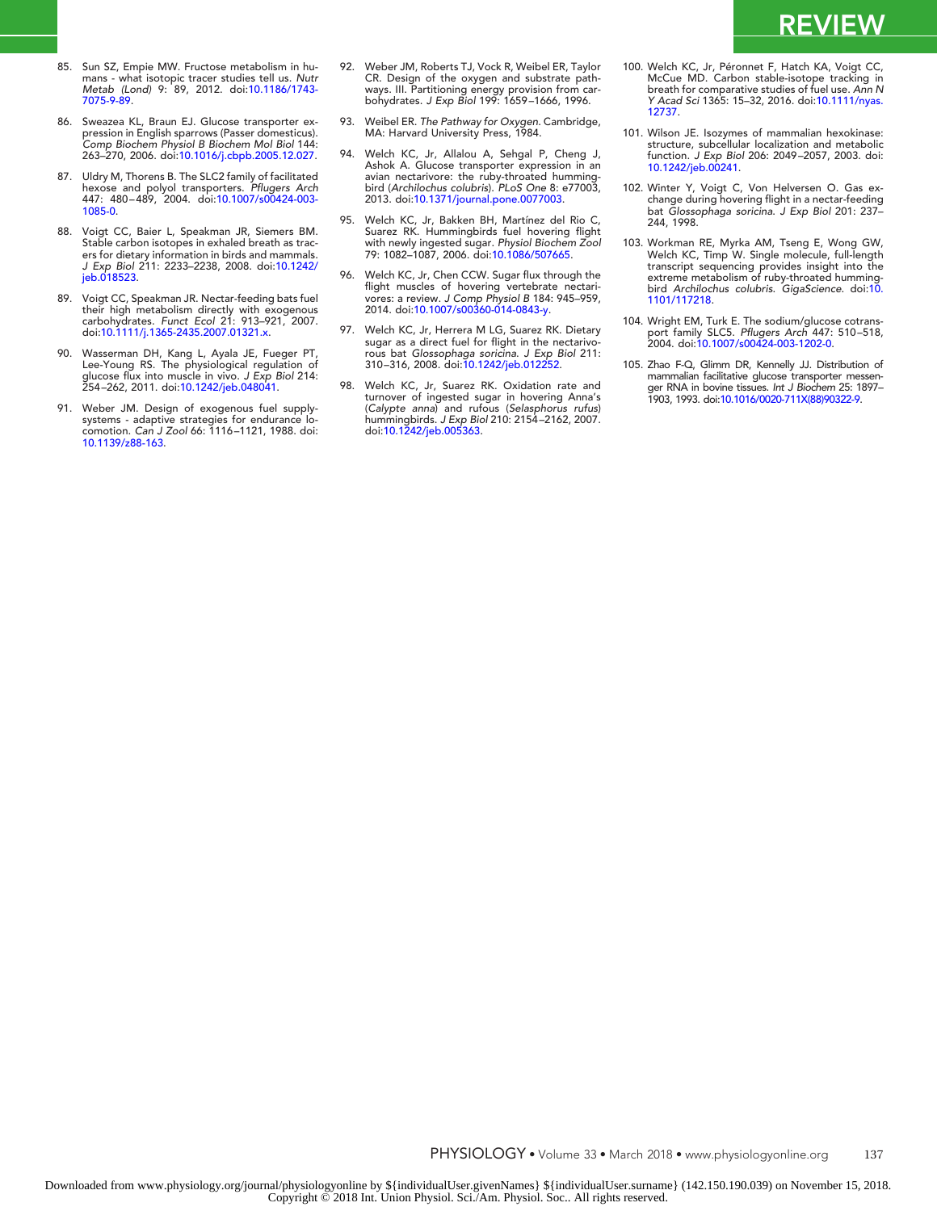85. Sun SZ, Empie MW. Fructose metabolism in humans - what isotopic tracer studies tell us. *Nutr Metab (Lond)* 9: 89, 2012. doi:10.1186/1743-7075-9-89.

86. Sweazea KL, Braun EJ. Glucose transporter expression in English sparrows (Passer domesticus). *Comp Biochem Physiol B Biochem Mol Biol* 144: 263–270, 2006. doi:10.1016/j.cbpb.2005.12.027.

87. Uldry M, Thorens B. The SLC2 family of facilitated hexose and polyol transporters. *Pflugers Arch* 447: 480–489, 2004. doi:10.1007/s00424-003-1085-0.

88. Voigt CC, Baier L, Speakman JR, Siemers BM. Stable carbon isotopes in exhaled breath as tracers for dietary information in birds and mammals. *J Exp Biol* 211: 2233–2238, 2008. doi:10.1242/jeb.018523.

89. Voigt CC, Speakman JR. Nectar-feeding bats fuel their high metabolism directly with exogenous carbohydrates. *Funct Ecol* 21: 913–921, 2007. doi:10.1111/j.1365-2435.2007.01321.x.

90. Wasserman DH, Kang L, Ayala JE, Fueger PT, Lee-Young RS. The physiological regulation of glucose flux into muscle in vivo. *J Exp Biol* 214: 254–262, 2011. doi:10.1242/jeb.048041.

91. Weber JM. Design of exogenous fuel supply-systems - adaptive strategies for endurance locomotion. *Can J Zool* 66: 1116–1121, 1988. doi:10.1139/z88-163.

92. Weber JM, Roberts TJ, Vock R, Weibel ER, Taylor CR. Design of the oxygen and substrate pathways. III. Partitioning energy provision from carbohydrates. *J Exp Biol* 199: 1659–1666, 1996.

93. Weibel ER. *The Pathway for Oxygen*. Cambridge, MA: Harvard University Press, 1984.

94. Welch KC, Jr, Allalou A, Sehgal P, Cheng J, Ashok A. Glucose transporter expression in an avian nectarivore: the ruby-throated hummingbird (*Archilochus colubris*). *PLoS One* 8: e77003, 2013. doi:10.1371/journal.pone.0077003.

95. Welch KC, Jr, Bakken BH, Martínez del Rio C, Suarez RK. Hummingbirds fuel hovering flight with newly ingested sugar. *Physiol Biochem Zool* 79: 1082–1087, 2006. doi:10.1086/507665.

96. Welch KC, Jr, Chen CCW. Sugar flux through the flight muscles of hovering vertebrate nectarivores: a review. *J Comp Physiol B* 184: 945–959, 2014. doi:10.1007/s00360-014-0843-y.

97. Welch KC, Jr, Herrera M LG, Suarez RK. Dietary sugar as a direct fuel for flight in the nectarivorous bat *Glossophaga soricina*. *J Exp Biol* 211: 310–316, 2008. doi:10.1242/jeb.012252.

98. Welch KC, Jr, Suarez RK. Oxidation rate and turnover of ingested sugar in hovering Anna's (*Calypte anna*) and rufous (*Selasphorus rufus*) hummingbirds. *J Exp Biol* 210: 2154–2162, 2007. doi:10.1242/jeb.005363.

100. Welch KC, Jr, Péronnet F, Hatch KA, Voigt CC, McCue MD. Carbon stable-isotope tracking in breath for comparative studies of fuel use. *Ann N Y Acad Sci* 1365: 15–32, 2016. doi:10.1111/nyas.12737.

101. Wilson JE. Isozymes of mammalian hexokinase: structure, subcellular localization and metabolic function. *J Exp Biol* 206: 2049–2057, 2003. doi:10.1242/jeb.00241.

102. Winter Y, Voigt C, Von Helversen O. Gas exchange during hovering flight in a nectar-feeding bat *Glossophaga soricina*. *J Exp Biol* 201: 237–244, 1998.

103. Workman RE, Myrka AM, Tseng E, Wong GW, Welch KC, Timp W. Single molecule, full-length transcript sequencing provides insight into the extreme metabolism of ruby-throated hummingbird *Archilochus colubris*. *GigaScience*. doi:10.1101/117218.

104. Wright EM, Turk E. The sodium/glucose cotransport family SLC5. *Pflugers Arch* 447: 510–518, 2004. doi:10.1007/s00424-003-1202-0.

105. Zhao F-Q, Glimm DR, Kennelly JJ. Distribution of mammalian facilitative glucose transporter messenger RNA in bovine tissues. *Int J Biochem* 25: 1897–1903, 1993. doi:10.1016/0020-711X(88)90322-9.